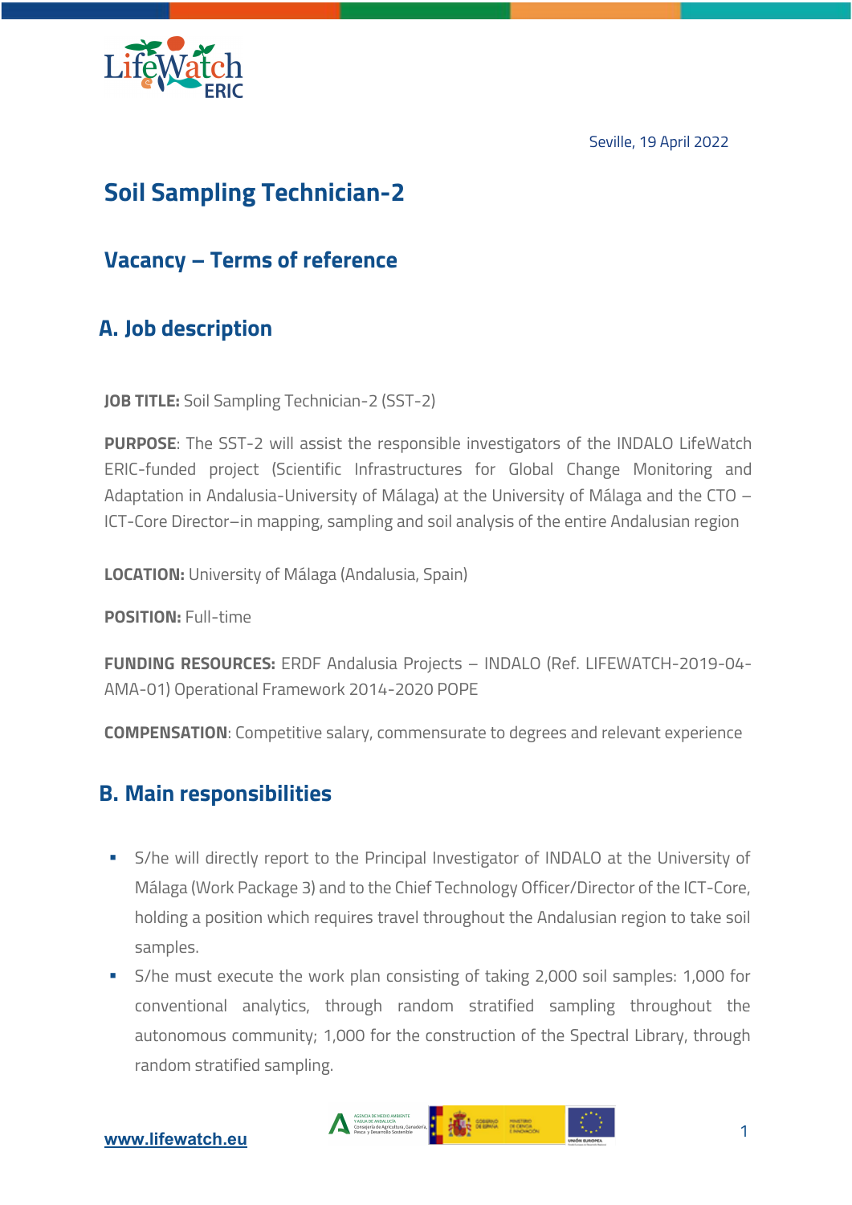Seville, 19 April 2022

# Soil Sampling Technician-2

## Vacancy – Terms of reference

## A. Job description

**JOB TITLE:** Soil Sampling Technician-2 (SST-2)

**PURPOSE**: The SST-2 will assist the responsible investigators of the INDALO LifeWatch ERIC-funded project (Scientific Infrastructures for Global Change Monitoring and Adaptation in Andalusia-University of Málaga) at the University of Málaga and the CTO – ICT-Core Director–in mapping, sampling and soil analysis of the entire Andalusian region

**LOCATION:** University of Málaga (Andalusia, Spain)

**POSITION:** Full-time

**FUNDING RESOURCES:** ERDF Andalusia Projects – INDALO (Ref. LIFEWATCH-2019-04-AMA-01) Operational Framework 2014-2020 POPE

**COMPENSATION**: Competitive salary, commensurate to degrees and relevant experience

## B. Main responsibilities

- S/he will directly report to the Principal Investigator of INDALO at the University of Málaga (Work Package 3) and to the Chief Technology Officer/Director of the ICT-Core, holding a position which requires travel throughout the Andalusian region to take soil samples.
- S/he must execute the work plan consisting of taking 2,000 soil samples: 1,000 for conventional analytics, through random stratified sampling throughout the autonomous community; 1,000 for the construction of the Spectral Library, through random stratified sampling.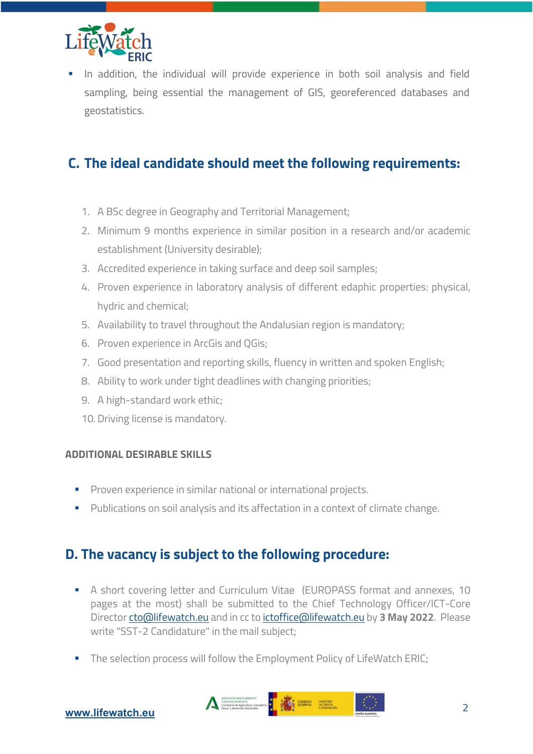- In addition, the individual will provide experience in both soil analysis and field sampling, being essential the management of GIS, georeferenced databases and geostatistics.

## C. The ideal candidate should meet the following requirements:

1. A BSc degree in Geography and Territorial Management;
2. Minimum 9 months experience in similar position in a research and/or academic establishment (University desirable);
3. Accredited experience in taking surface and deep soil samples;
4. Proven experience in laboratory analysis of different edaphic properties: physical, hydric and chemical;
5. Availability to travel throughout the Andalusian region is mandatory;
6. Proven experience in ArcGis and QGis;
7. Good presentation and reporting skills, fluency in written and spoken English;
8. Ability to work under tight deadlines with changing priorities;
9. A high-standard work ethic;
10. Driving license is mandatory.

### ADDITIONAL DESIRABLE SKILLS

- Proven experience in similar national or international projects.
- Publications on soil analysis and its affectation in a context of climate change.

## D. The vacancy is subject to the following procedure:

- A short covering letter and Curriculum Vitae (EUROPASS format and annexes, 10 pages at the most) shall be submitted to the Chief Technology Officer/ICT-Core Director cto@lifewatch.eu and in cc to ictoffice@lifewatch.eu by **3 May 2022**. Please write "SST-2 Candidature" in the mail subject;

- The selection process will follow the Employment Policy of LifeWatch ERIC;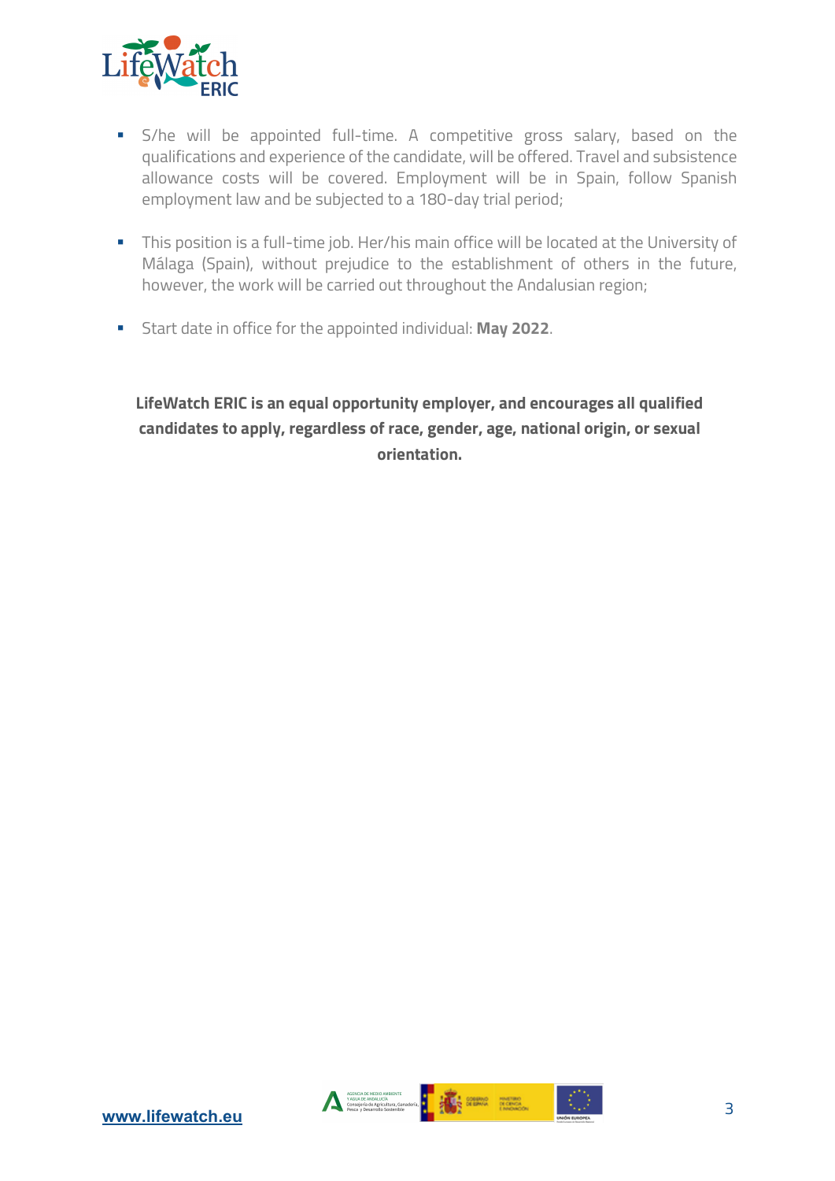- S/he will be appointed full-time. A competitive gross salary, based on the qualifications and experience of the candidate, will be offered. Travel and subsistence allowance costs will be covered. Employment will be in Spain, follow Spanish employment law and be subjected to a 180-day trial period;

- This position is a full-time job. Her/his main office will be located at the University of Málaga (Spain), without prejudice to the establishment of others in the future, however, the work will be carried out throughout the Andalusian region;

- Start date in office for the appointed individual: **May 2022**.

**LifeWatch ERIC is an equal opportunity employer, and encourages all qualified candidates to apply, regardless of race, gender, age, national origin, or sexual orientation.**

www.lifewatch.eu